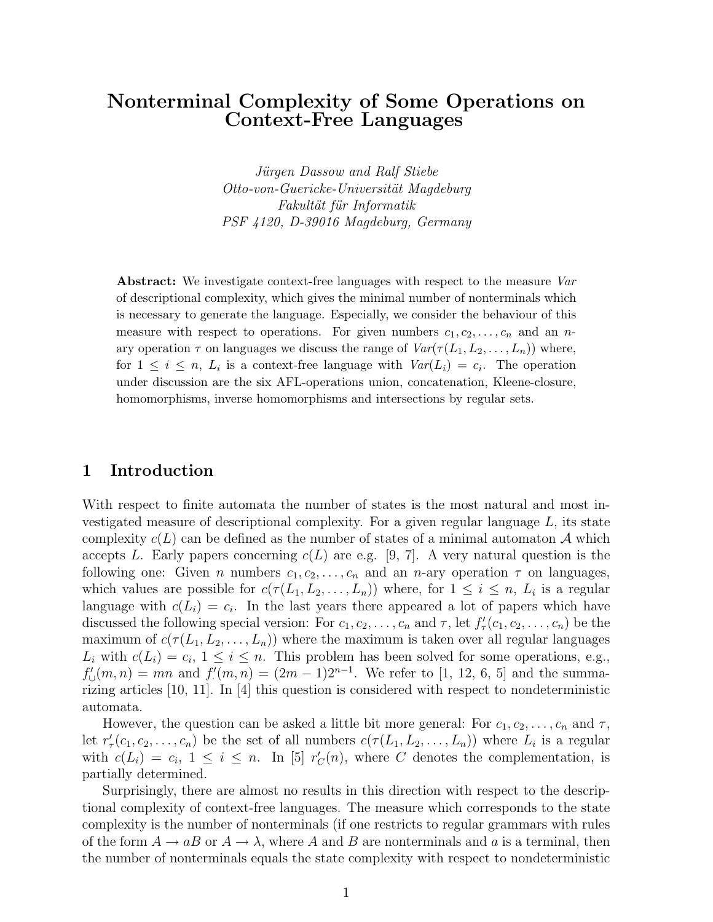# Nonterminal Complexity of Some Operations on Context-Free Languages

*Jürgen Dassow and Ralf Stiebe*
*Otto-von-Guericke-Universität Magdeburg*
*Fakultät für Informatik*
*PSF 4120, D-39016 Magdeburg, Germany*

**Abstract:** We investigate context-free languages with respect to the measure *Var* of descriptional complexity, which gives the minimal number of nonterminals which is necessary to generate the language. Especially, we consider the behaviour of this measure with respect to operations. For given numbers $c_1, c_2, \ldots, c_n$ and an $n$-ary operation $\tau$ on languages we discuss the range of $Var(\tau(L_1, L_2, \ldots, L_n))$ where, for $1 \leq i \leq n$, $L_i$ is a context-free language with $Var(L_i) = c_i$. The operation under discussion are the six AFL-operations union, concatenation, Kleene-closure, homomorphisms, inverse homomorphisms and intersections by regular sets.

## 1 Introduction

With respect to finite automata the number of states is the most natural and most investigated measure of descriptional complexity. For a given regular language $L$, its state complexity $c(L)$ can be defined as the number of states of a minimal automaton $\mathcal{A}$ which accepts $L$. Early papers concerning $c(L)$ are e.g. [9, 7]. A very natural question is the following one: Given $n$ numbers $c_1, c_2, \ldots, c_n$ and an $n$-ary operation $\tau$ on languages, which values are possible for $c(\tau(L_1, L_2, \ldots, L_n))$ where, for $1 \leq i \leq n$, $L_i$ is a regular language with $c(L_i) = c_i$. In the last years there appeared a lot of papers which have discussed the following special version: For $c_1, c_2, \ldots, c_n$ and $\tau$, let $f'_\tau(c_1, c_2, \ldots, c_n)$ be the maximum of $c(\tau(L_1, L_2, \ldots, L_n))$ where the maximum is taken over all regular languages $L_i$ with $c(L_i) = c_i$, $1 \leq i \leq n$. This problem has been solved for some operations, e.g., $f'_\cup(m, n) = mn$ and $f'_\cdot(m, n) = (2m - 1)2^{n-1}$. We refer to [1, 12, 6, 5] and the summarizing articles [10, 11]. In [4] this question is considered with respect to nondeterministic automata.

However, the question can be asked a little bit more general: For $c_1, c_2, \ldots, c_n$ and $\tau$, let $r'_\tau(c_1, c_2, \ldots, c_n)$ be the set of all numbers $c(\tau(L_1, L_2, \ldots, L_n))$ where $L_i$ is a regular with $c(L_i) = c_i$, $1 \leq i \leq n$. In [5] $r'_C(n)$, where $C$ denotes the complementation, is partially determined.

Surprisingly, there are almost no results in this direction with respect to the descriptional complexity of context-free languages. The measure which corresponds to the state complexity is the number of nonterminals (if one restricts to regular grammars with rules of the form $A \rightarrow aB$ or $A \rightarrow \lambda$, where $A$ and $B$ are nonterminals and $a$ is a terminal, then the number of nonterminals equals the state complexity with respect to nondeterministic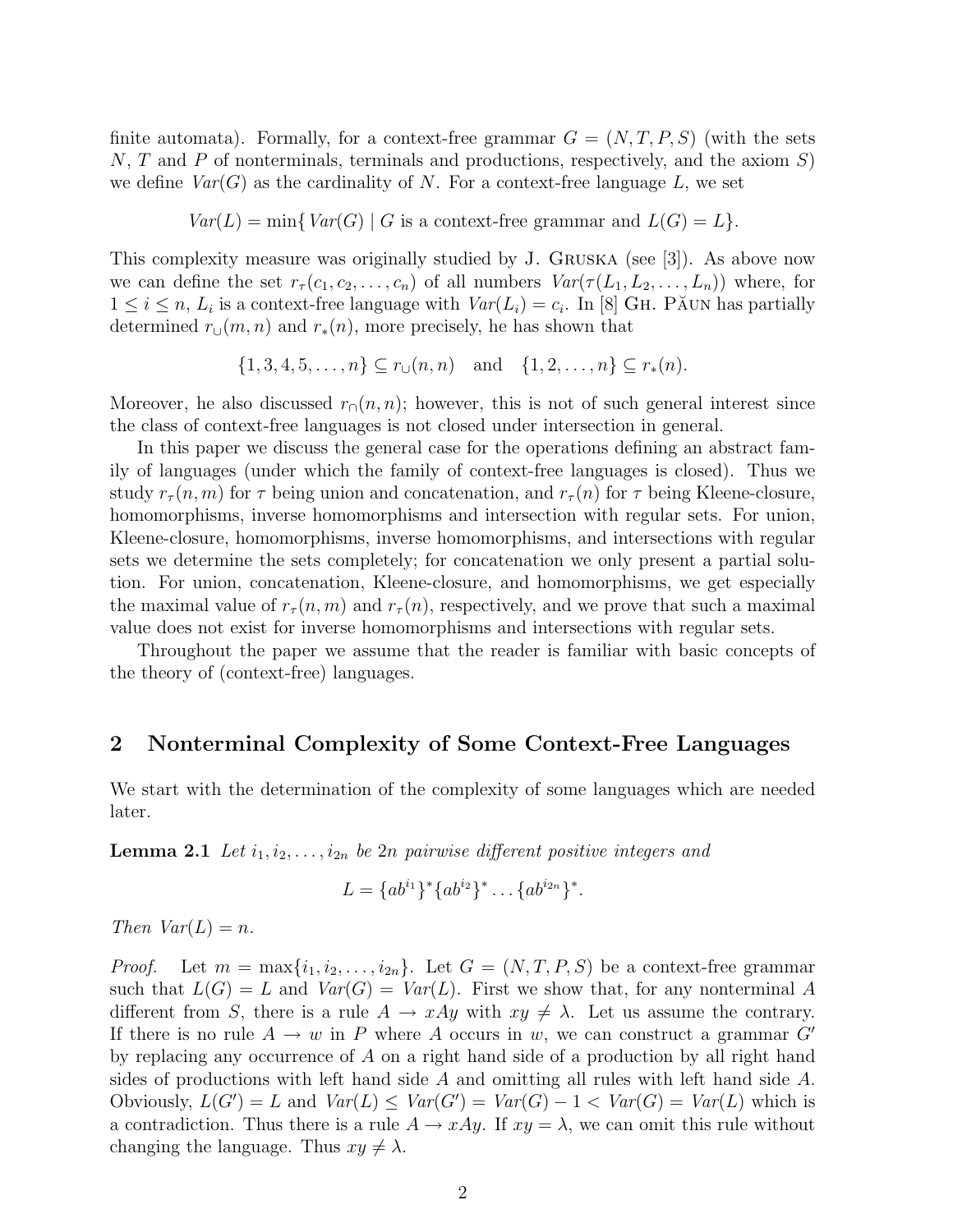finite automata). Formally, for a context-free grammar $G = (N, T, P, S)$ (with the sets $N$, $T$ and $P$ of nonterminals, terminals and productions, respectively, and the axiom $S$) we define $Var(G)$ as the cardinality of $N$. For a context-free language $L$, we set

$$Var(L) = \min\{\, Var(G) \mid G \text{ is a context-free grammar and } L(G) = L\}.$$

This complexity measure was originally studied by J. Gruska (see [3]). As above now we can define the set $r_\tau(c_1, c_2, \ldots, c_n)$ of all numbers $Var(\tau(L_1, L_2, \ldots, L_n))$ where, for $1 \leq i \leq n$, $L_i$ is a context-free language with $Var(L_i) = c_i$. In [8] Gh. Păun has partially determined $r_\cup(m, n)$ and $r_*(n)$, more precisely, he has shown that

$$\{1, 3, 4, 5, \ldots, n\} \subseteq r_\cup(n, n) \quad \text{and} \quad \{1, 2, \ldots, n\} \subseteq r_*(n).$$

Moreover, he also discussed $r_\cap(n, n)$; however, this is not of such general interest since the class of context-free languages is not closed under intersection in general.

In this paper we discuss the general case for the operations defining an abstract family of languages (under which the family of context-free languages is closed). Thus we study $r_\tau(n, m)$ for $\tau$ being union and concatenation, and $r_\tau(n)$ for $\tau$ being Kleene-closure, homomorphisms, inverse homomorphisms and intersection with regular sets. For union, Kleene-closure, homomorphisms, inverse homomorphisms, and intersections with regular sets we determine the sets completely; for concatenation we only present a partial solution. For union, concatenation, Kleene-closure, and homomorphisms, we get especially the maximal value of $r_\tau(n, m)$ and $r_\tau(n)$, respectively, and we prove that such a maximal value does not exist for inverse homomorphisms and intersections with regular sets.

Throughout the paper we assume that the reader is familiar with basic concepts of the theory of (context-free) languages.

## 2 Nonterminal Complexity of Some Context-Free Languages

We start with the determination of the complexity of some languages which are needed later.

**Lemma 2.1** *Let $i_1, i_2, \ldots, i_{2n}$ be $2n$ pairwise different positive integers and*

$$L = \{ab^{i_1}\}^*\{ab^{i_2}\}^* \ldots \{ab^{i_{2n}}\}^*.$$

*Then $Var(L) = n$.*

*Proof.* Let $m = \max\{i_1, i_2, \ldots, i_{2n}\}$. Let $G = (N, T, P, S)$ be a context-free grammar such that $L(G) = L$ and $Var(G) = Var(L)$. First we show that, for any nonterminal $A$ different from $S$, there is a rule $A \to xAy$ with $xy \neq \lambda$. Let us assume the contrary. If there is no rule $A \to w$ in $P$ where $A$ occurs in $w$, we can construct a grammar $G'$ by replacing any occurrence of $A$ on a right hand side of a production by all right hand sides of productions with left hand side $A$ and omitting all rules with left hand side $A$. Obviously, $L(G') = L$ and $Var(L) \leq Var(G') = Var(G) - 1 < Var(G) = Var(L)$ which is a contradiction. Thus there is a rule $A \to xAy$. If $xy = \lambda$, we can omit this rule without changing the language. Thus $xy \neq \lambda$.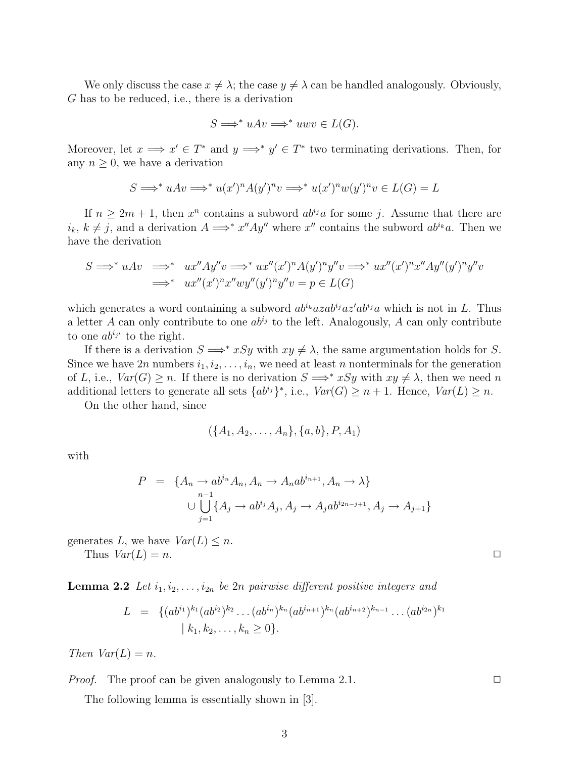We only discuss the case $x \neq \lambda$; the case $y \neq \lambda$ can be handled analogously. Obviously, $G$ has to be reduced, i.e., there is a derivation

$$S \Longrightarrow^* uAv \Longrightarrow^* uwv \in L(G).$$

Moreover, let $x \Longrightarrow x' \in T^*$ and $y \Longrightarrow^* y' \in T^*$ two terminating derivations. Then, for any $n \geq 0$, we have a derivation

$$S \Longrightarrow^* uAv \Longrightarrow^* u(x')^n A(y')^n v \Longrightarrow^* u(x')^n w(y')^n v \in L(G) = L$$

If $n \geq 2m+1$, then $x^n$ contains a subword $ab^{i_j}a$ for some $j$. Assume that there are $i_k$, $k \neq j$, and a derivation $A \Longrightarrow^* x''Ay''$ where $x''$ contains the subword $ab^{i_k}a$. Then we have the derivation

$$\begin{aligned} S \Longrightarrow^* uAv &\Longrightarrow^* ux''Ay''v \Longrightarrow^* ux''(x')^n A(y')^n y''v \Longrightarrow^* ux''(x')^n x''Ay''(y')^n y''v \\ &\Longrightarrow^* ux''(x')^n x''wy''(y')^n y''v = p \in L(G) \end{aligned}$$

which generates a word containing a subword $ab^{i_k}azab^{i_j}az'ab^{i_j}a$ which is not in $L$. Thus a letter $A$ can only contribute to one $ab^{i_j}$ to the left. Analogously, $A$ can only contribute to one $ab^{i_{j'}}$ to the right.

If there is a derivation $S \Longrightarrow^* xSy$ with $xy \neq \lambda$, the same argumentation holds for $S$. Since we have $2n$ numbers $i_1, i_2, \ldots, i_n$, we need at least $n$ nonterminals for the generation of $L$, i.e., $Var(G) \geq n$. If there is no derivation $S \Longrightarrow^* xSy$ with $xy \neq \lambda$, then we need $n$ additional letters to generate all sets $\{ab^{i_j}\}^*$, i.e., $Var(G) \geq n+1$. Hence, $Var(L) \geq n$.

On the other hand, since

$$(\{A_1, A_2, \ldots, A_n\}, \{a, b\}, P, A_1)$$

with

$$\begin{aligned} P &= \{A_n \to ab^{i_n}A_n, A_n \to A_n ab^{i_{n+1}}, A_n \to \lambda\} \\ &\quad \cup \bigcup_{j=1}^{n-1} \{A_j \to ab^{i_j}A_j, A_j \to A_j ab^{i_{2n-j+1}}, A_j \to A_{j+1}\} \end{aligned}$$

generates $L$, we have $Var(L) \leq n$.

Thus $Var(L) = n$. □

**Lemma 2.2** *Let $i_1, i_2, \ldots, i_{2n}$ be $2n$ pairwise different positive integers and*

$$\begin{aligned} L &= \{(ab^{i_1})^{k_1}(ab^{i_2})^{k_2} \ldots (ab^{i_n})^{k_n}(ab^{i_{n+1}})^{k_n}(ab^{i_{n+2}})^{k_{n-1}} \ldots (ab^{i_{2n}})^{k_1} \\ &\qquad \mid k_1, k_2, \ldots, k_n \geq 0\}. \end{aligned}$$

*Then $Var(L) = n$.*

*Proof.* The proof can be given analogously to Lemma 2.1. □

The following lemma is essentially shown in [3].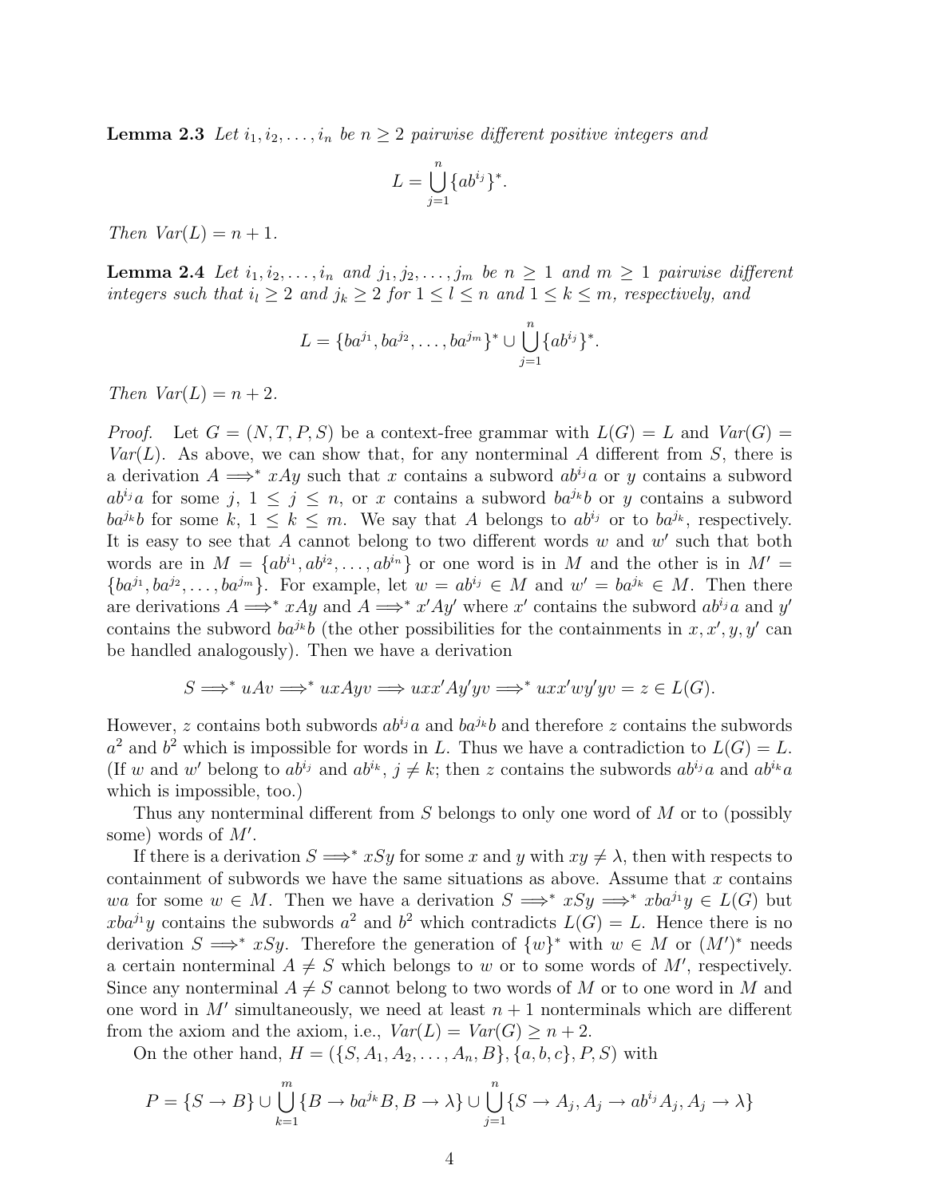**Lemma 2.3** *Let $i_1, i_2, \ldots, i_n$ be $n \geq 2$ pairwise different positive integers and*

$$L = \bigcup_{j=1}^{n} \{ab^{i_j}\}^*.$$

*Then $Var(L) = n + 1$.*

**Lemma 2.4** *Let $i_1, i_2, \ldots, i_n$ and $j_1, j_2, \ldots, j_m$ be $n \geq 1$ and $m \geq 1$ pairwise different integers such that $i_l \geq 2$ and $j_k \geq 2$ for $1 \leq l \leq n$ and $1 \leq k \leq m$, respectively, and*

$$L = \{ba^{j_1}, ba^{j_2}, \ldots, ba^{j_m}\}^* \cup \bigcup_{j=1}^{n} \{ab^{i_j}\}^*.$$

*Then $Var(L) = n + 2$.*

*Proof.* Let $G = (N, T, P, S)$ be a context-free grammar with $L(G) = L$ and $Var(G) = Var(L)$. As above, we can show that, for any nonterminal $A$ different from $S$, there is a derivation $A \Longrightarrow^* xAy$ such that $x$ contains a subword $ab^{i_j}a$ or $y$ contains a subword $ab^{i_j}a$ for some $j$, $1 \leq j \leq n$, or $x$ contains a subword $ba^{j_k}b$ or $y$ contains a subword $ba^{j_k}b$ for some $k$, $1 \leq k \leq m$. We say that $A$ belongs to $ab^{i_j}$ or to $ba^{j_k}$, respectively. It is easy to see that $A$ cannot belong to two different words $w$ and $w'$ such that both words are in $M = \{ab^{i_1}, ab^{i_2}, \ldots, ab^{i_n}\}$ or one word is in $M$ and the other is in $M' = \{ba^{j_1}, ba^{j_2}, \ldots, ba^{j_m}\}$. For example, let $w = ab^{i_j} \in M$ and $w' = ba^{j_k} \in M$. Then there are derivations $A \Longrightarrow^* xAy$ and $A \Longrightarrow^* x'Ay'$ where $x'$ contains the subword $ab^{i_j}a$ and $y'$ contains the subword $ba^{j_k}b$ (the other possibilities for the containments in $x, x', y, y'$ can be handled analogously). Then we have a derivation

$$S \Longrightarrow^* uAv \Longrightarrow^* uxAyv \Longrightarrow uxx'Ay'yv \Longrightarrow^* uxx'wy'yv = z \in L(G).$$

However, $z$ contains both subwords $ab^{i_j}a$ and $ba^{j_k}b$ and therefore $z$ contains the subwords $a^2$ and $b^2$ which is impossible for words in $L$. Thus we have a contradiction to $L(G) = L$. (If $w$ and $w'$ belong to $ab^{i_j}$ and $ab^{i_k}$, $j \neq k$; then $z$ contains the subwords $ab^{i_j}a$ and $ab^{i_k}a$ which is impossible, too.)

Thus any nonterminal different from $S$ belongs to only one word of $M$ or to (possibly some) words of $M'$.

If there is a derivation $S \Longrightarrow^* xSy$ for some $x$ and $y$ with $xy \neq \lambda$, then with respects to containment of subwords we have the same situations as above. Assume that $x$ contains $wa$ for some $w \in M$. Then we have a derivation $S \Longrightarrow^* xSy \Longrightarrow^* xba^{j_1}y \in L(G)$ but $xba^{j_1}y$ contains the subwords $a^2$ and $b^2$ which contradicts $L(G) = L$. Hence there is no derivation $S \Longrightarrow^* xSy$. Therefore the generation of $\{w\}^*$ with $w \in M$ or $(M')^*$ needs a certain nonterminal $A \neq S$ which belongs to $w$ or to some words of $M'$, respectively. Since any nonterminal $A \neq S$ cannot belong to two words of $M$ or to one word in $M$ and one word in $M'$ simultaneously, we need at least $n+1$ nonterminals which are different from the axiom and the axiom, i.e., $Var(L) = Var(G) \geq n + 2$.

On the other hand, $H = (\{S, A_1, A_2, \ldots, A_n, B\}, \{a, b, c\}, P, S)$ with

$$P = \{S \to B\} \cup \bigcup_{k=1}^{m} \{B \to ba^{j_k}B, B \to \lambda\} \cup \bigcup_{j=1}^{n} \{S \to A_j, A_j \to ab^{i_j}A_j, A_j \to \lambda\}$$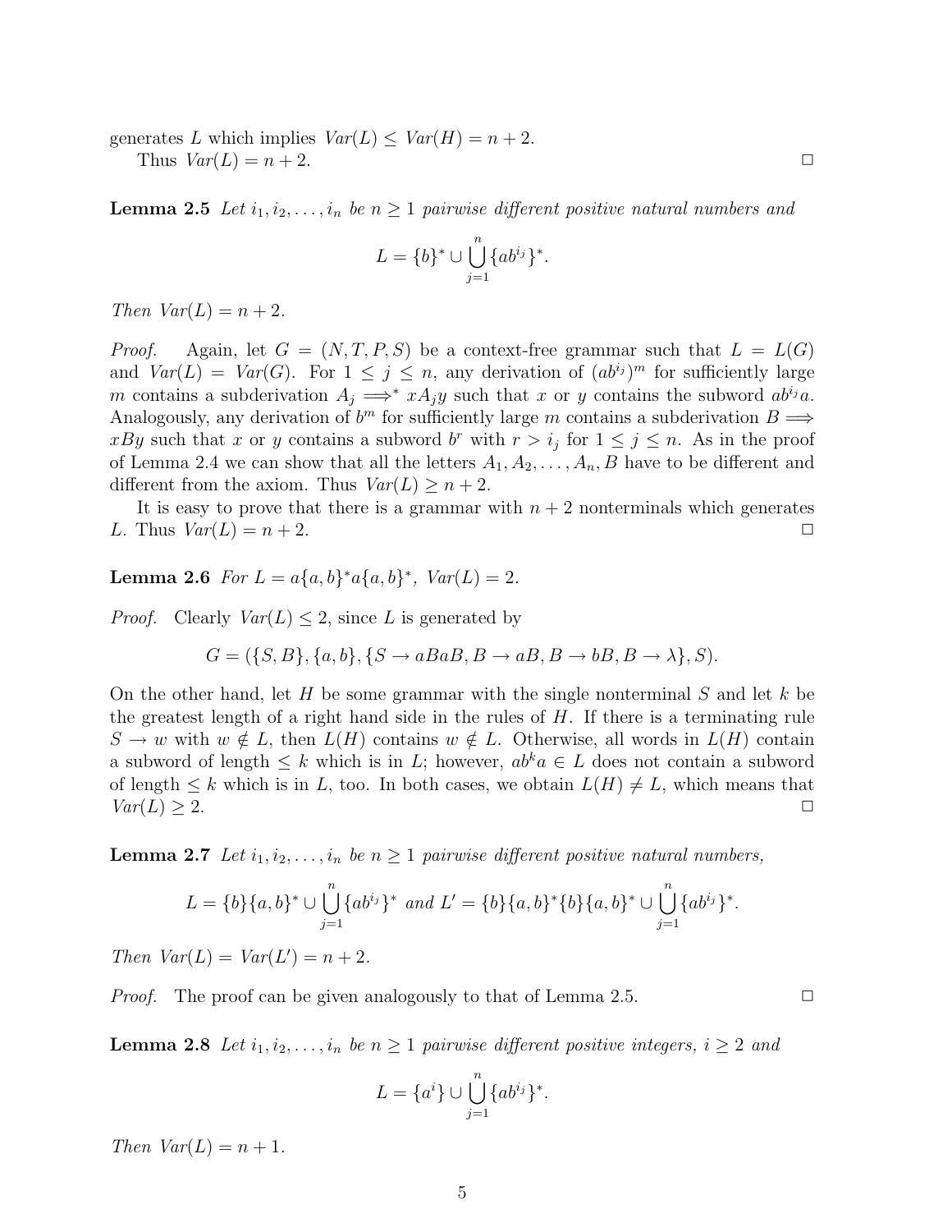generates $L$ which implies $Var(L) \leq Var(H) = n+2$.

Thus $Var(L) = n+2$. □

**Lemma 2.5** *Let $i_1, i_2, \ldots, i_n$ be $n \geq 1$ pairwise different positive natural numbers and*

$$L = \{b\}^* \cup \bigcup_{j=1}^{n} \{ab^{i_j}\}^*.$$

*Then $Var(L) = n+2$.*

*Proof.* Again, let $G = (N, T, P, S)$ be a context-free grammar such that $L = L(G)$ and $Var(L) = Var(G)$. For $1 \leq j \leq n$, any derivation of $(ab^{i_j})^m$ for sufficiently large $m$ contains a subderivation $A_j \Longrightarrow^* xA_jy$ such that $x$ or $y$ contains the subword $ab^{i_j}a$. Analogously, any derivation of $b^m$ for sufficiently large $m$ contains a subderivation $B \Longrightarrow xBy$ such that $x$ or $y$ contains a subword $b^r$ with $r > i_j$ for $1 \leq j \leq n$. As in the proof of Lemma 2.4 we can show that all the letters $A_1, A_2, \ldots, A_n, B$ have to be different and different from the axiom. Thus $Var(L) \geq n+2$.

It is easy to prove that there is a grammar with $n+2$ nonterminals which generates $L$. Thus $Var(L) = n+2$. □

**Lemma 2.6** *For $L = a\{a,b\}^*a\{a,b\}^*$, $Var(L) = 2$.*

*Proof.* Clearly $Var(L) \leq 2$, since $L$ is generated by

$$G = (\{S, B\}, \{a, b\}, \{S \rightarrow aBaB, B \rightarrow aB, B \rightarrow bB, B \rightarrow \lambda\}, S).$$

On the other hand, let $H$ be some grammar with the single nonterminal $S$ and let $k$ be the greatest length of a right hand side in the rules of $H$. If there is a terminating rule $S \rightarrow w$ with $w \notin L$, then $L(H)$ contains $w \notin L$. Otherwise, all words in $L(H)$ contain a subword of length $\leq k$ which is in $L$; however, $ab^ka \in L$ does not contain a subword of length $\leq k$ which is in $L$, too. In both cases, we obtain $L(H) \neq L$, which means that $Var(L) \geq 2$. □

**Lemma 2.7** *Let $i_1, i_2, \ldots, i_n$ be $n \geq 1$ pairwise different positive natural numbers,*

$$L = \{b\}\{a,b\}^* \cup \bigcup_{j=1}^{n} \{ab^{i_j}\}^* \text{ and } L' = \{b\}\{a,b\}^*\{b\}\{a,b\}^* \cup \bigcup_{j=1}^{n} \{ab^{i_j}\}^*.$$

*Then $Var(L) = Var(L') = n+2$.*

*Proof.* The proof can be given analogously to that of Lemma 2.5. □

**Lemma 2.8** *Let $i_1, i_2, \ldots, i_n$ be $n \geq 1$ pairwise different positive integers, $i \geq 2$ and*

$$L = \{a^i\} \cup \bigcup_{j=1}^{n} \{ab^{i_j}\}^*.$$

*Then $Var(L) = n+1$.*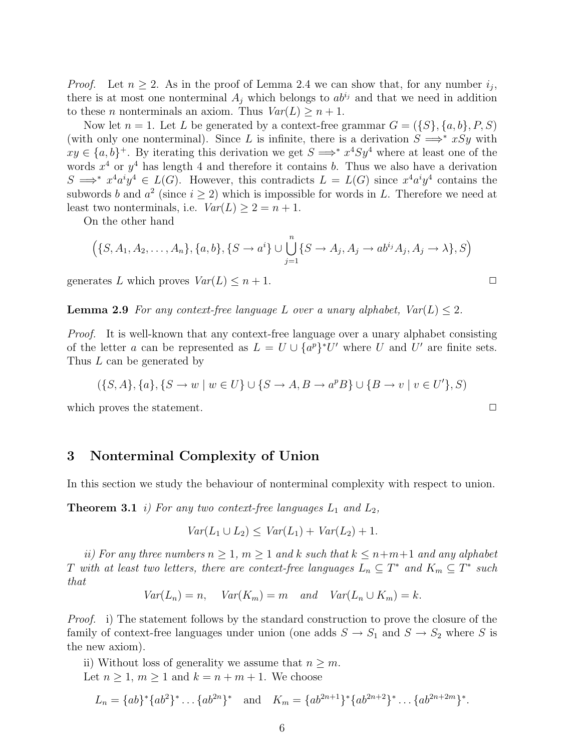*Proof.* Let $n \geq 2$. As in the proof of Lemma 2.4 we can show that, for any number $i_j$, there is at most one nonterminal $A_j$ which belongs to $ab^{i_j}$ and that we need in addition to these $n$ nonterminals an axiom. Thus $Var(L) \geq n+1$.

Now let $n = 1$. Let $L$ be generated by a context-free grammar $G = (\{S\}, \{a,b\}, P, S)$ (with only one nonterminal). Since $L$ is infinite, there is a derivation $S \Longrightarrow^* xSy$ with $xy \in \{a,b\}^+$. By iterating this derivation we get $S \Longrightarrow^* x^4Sy^4$ where at least one of the words $x^4$ or $y^4$ has length 4 and therefore it contains $b$. Thus we also have a derivation $S \Longrightarrow^* x^4a^iy^4 \in L(G)$. However, this contradicts $L = L(G)$ since $x^4a^iy^4$ contains the subwords $b$ and $a^2$ (since $i \geq 2$) which is impossible for words in $L$. Therefore we need at least two nonterminals, i.e. $Var(L) \geq 2 = n+1$.

On the other hand

$$\Big(\{S, A_1, A_2, \ldots, A_n\}, \{a,b\}, \{S \to a^i\} \cup \bigcup_{j=1}^{n} \{S \to A_j, A_j \to ab^{i_j}A_j, A_j \to \lambda\}, S\Big)$$

generates $L$ which proves $Var(L) \leq n+1$. $\Box$

**Lemma 2.9** *For any context-free language $L$ over a unary alphabet, $Var(L) \leq 2$.*

*Proof.* It is well-known that any context-free language over a unary alphabet consisting of the letter $a$ can be represented as $L = U \cup \{a^p\}^*U'$ where $U$ and $U'$ are finite sets. Thus $L$ can be generated by

$$(\{S, A\}, \{a\}, \{S \to w \mid w \in U\} \cup \{S \to A, B \to a^pB\} \cup \{B \to v \mid v \in U'\}, S)$$

which proves the statement. $\Box$

## 3 Nonterminal Complexity of Union

In this section we study the behaviour of nonterminal complexity with respect to union.

**Theorem 3.1** *i) For any two context-free languages $L_1$ and $L_2$,*

$$Var(L_1 \cup L_2) \leq Var(L_1) + Var(L_2) + 1.$$

*ii) For any three numbers $n \geq 1$, $m \geq 1$ and $k$ such that $k \leq n+m+1$ and any alphabet $T$ with at least two letters, there are context-free languages $L_n \subseteq T^*$ and $K_m \subseteq T^*$ such that*

$$Var(L_n) = n, \quad Var(K_m) = m \quad \text{and} \quad Var(L_n \cup K_m) = k.$$

*Proof.* i) The statement follows by the standard construction to prove the closure of the family of context-free languages under union (one adds $S \to S_1$ and $S \to S_2$ where $S$ is the new axiom).

ii) Without loss of generality we assume that $n \geq m$.

Let $n \geq 1$, $m \geq 1$ and $k = n+m+1$. We choose

$$L_n = \{ab\}^*\{ab^2\}^* \ldots \{ab^{2n}\}^* \quad \text{and} \quad K_m = \{ab^{2n+1}\}^*\{ab^{2n+2}\}^* \ldots \{ab^{2n+2m}\}^*.$$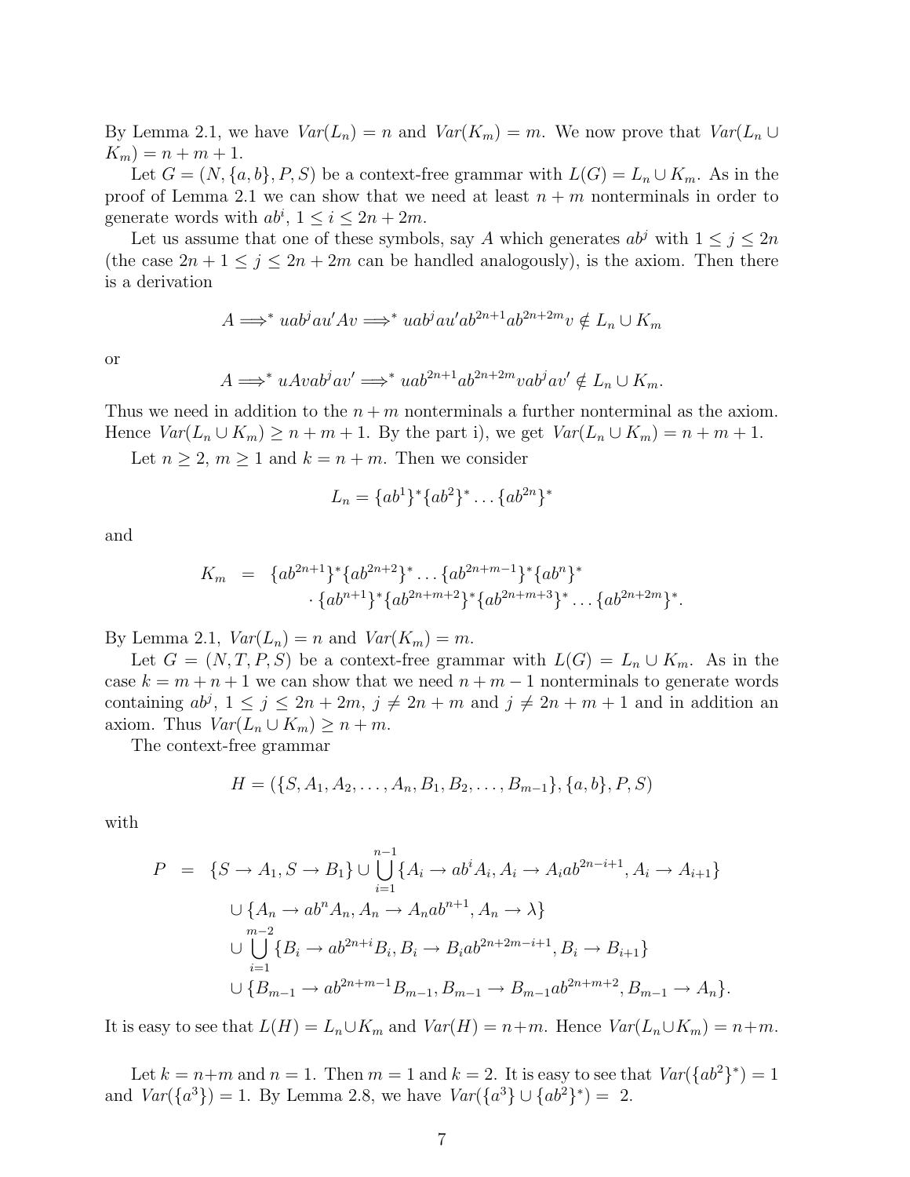By Lemma 2.1, we have $Var(L_n) = n$ and $Var(K_m) = m$. We now prove that $Var(L_n \cup K_m) = n + m + 1$.

Let $G = (N, \{a, b\}, P, S)$ be a context-free grammar with $L(G) = L_n \cup K_m$. As in the proof of Lemma 2.1 we can show that we need at least $n + m$ nonterminals in order to generate words with $ab^i$, $1 \leq i \leq 2n + 2m$.

Let us assume that one of these symbols, say $A$ which generates $ab^j$ with $1 \leq j \leq 2n$ (the case $2n + 1 \leq j \leq 2n + 2m$ can be handled analogously), is the axiom. Then there is a derivation

$$A \Longrightarrow^* uab^j au'Av \Longrightarrow^* uab^j au'ab^{2n+1}ab^{2n+2m}v \notin L_n \cup K_m$$

or

$$A \Longrightarrow^* uAvab^j av' \Longrightarrow^* uab^{2n+1}ab^{2n+2m}vab^j av' \notin L_n \cup K_m.$$

Thus we need in addition to the $n+m$ nonterminals a further nonterminal as the axiom. Hence $Var(L_n \cup K_m) \geq n + m + 1$. By the part i), we get $Var(L_n \cup K_m) = n + m + 1$.

Let $n \geq 2$, $m \geq 1$ and $k = n + m$. Then we consider

$$L_n = \{ab^1\}^* \{ab^2\}^* \ldots \{ab^{2n}\}^*$$

and

$$\begin{aligned} K_m &= \{ab^{2n+1}\}^* \{ab^{2n+2}\}^* \ldots \{ab^{2n+m-1}\}^* \{ab^n\}^* \\ &\quad \cdot \{ab^{n+1}\}^* \{ab^{2n+m+2}\}^* \{ab^{2n+m+3}\}^* \ldots \{ab^{2n+2m}\}^*. \end{aligned}$$

By Lemma 2.1, $Var(L_n) = n$ and $Var(K_m) = m$.

Let $G = (N, T, P, S)$ be a context-free grammar with $L(G) = L_n \cup K_m$. As in the case $k = m + n + 1$ we can show that we need $n + m - 1$ nonterminals to generate words containing $ab^j$, $1 \leq j \leq 2n + 2m$, $j \neq 2n + m$ and $j \neq 2n + m + 1$ and in addition an axiom. Thus $Var(L_n \cup K_m) \geq n + m$.

The context-free grammar

$$H = (\{S, A_1, A_2, \ldots, A_n, B_1, B_2, \ldots, B_{m-1}\}, \{a, b\}, P, S)$$

with

$$\begin{aligned} P &= \{S \to A_1, S \to B_1\} \cup \bigcup_{i=1}^{n-1} \{A_i \to ab^i A_i, A_i \to A_i ab^{2n-i+1}, A_i \to A_{i+1}\} \\ &\quad \cup \{A_n \to ab^n A_n, A_n \to A_n ab^{n+1}, A_n \to \lambda\} \\ &\quad \cup \bigcup_{i=1}^{m-2} \{B_i \to ab^{2n+i} B_i, B_i \to B_i ab^{2n+2m-i+1}, B_i \to B_{i+1}\} \\ &\quad \cup \{B_{m-1} \to ab^{2n+m-1} B_{m-1}, B_{m-1} \to B_{m-1} ab^{2n+m+2}, B_{m-1} \to A_n\}. \end{aligned}$$

It is easy to see that $L(H) = L_n \cup K_m$ and $Var(H) = n+m$. Hence $Var(L_n \cup K_m) = n+m$.

Let $k = n+m$ and $n = 1$. Then $m = 1$ and $k = 2$. It is easy to see that $Var(\{ab^2\}^*) = 1$ and $Var(\{a^3\}) = 1$. By Lemma 2.8, we have $Var(\{a^3\} \cup \{ab^2\}^*) = 2$.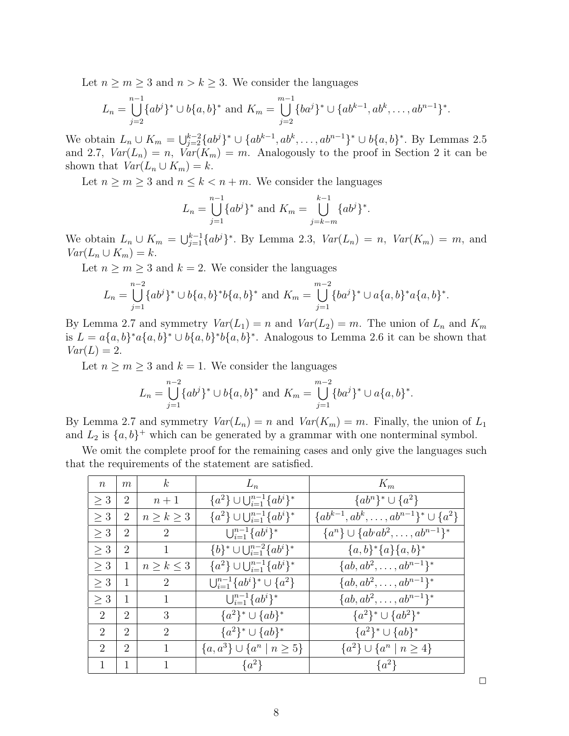Let $n \geq m \geq 3$ and $n > k \geq 3$. We consider the languages

$$L_n = \bigcup_{j=2}^{n-1} \{ab^j\}^* \cup b\{a,b\}^* \text{ and } K_m = \bigcup_{j=2}^{m-1} \{ba^j\}^* \cup \{ab^{k-1}, ab^k, \ldots, ab^{n-1}\}^*.$$

We obtain $L_n \cup K_m = \bigcup_{j=2}^{k-2} \{ab^j\}^* \cup \{ab^{k-1}, ab^k, \ldots, ab^{n-1}\}^* \cup b\{a,b\}^*$. By Lemmas 2.5 and 2.7, $Var(L_n) = n$, $Var(K_m) = m$. Analogously to the proof in Section 2 it can be shown that $Var(L_n \cup K_m) = k$.

Let $n \geq m \geq 3$ and $n \leq k < n+m$. We consider the languages

$$L_n = \bigcup_{j=1}^{n-1} \{ab^j\}^* \text{ and } K_m = \bigcup_{j=k-m}^{k-1} \{ab^j\}^*.$$

We obtain $L_n \cup K_m = \bigcup_{j=1}^{k-1} \{ab^j\}^*$. By Lemma 2.3, $Var(L_n) = n$, $Var(K_m) = m$, and $Var(L_n \cup K_m) = k$.

Let $n \geq m \geq 3$ and $k = 2$. We consider the languages

$$L_n = \bigcup_{j=1}^{n-2} \{ab^j\}^* \cup b\{a,b\}^*b\{a,b\}^* \text{ and } K_m = \bigcup_{j=1}^{m-2} \{ba^j\}^* \cup a\{a,b\}^*a\{a,b\}^*.$$

By Lemma 2.7 and symmetry $Var(L_1) = n$ and $Var(L_2) = m$. The union of $L_n$ and $K_m$ is $L = a\{a,b\}^*a\{a,b\}^* \cup b\{a,b\}^*b\{a,b\}^*$. Analogous to Lemma 2.6 it can be shown that $Var(L) = 2$.

Let $n \geq m \geq 3$ and $k = 1$. We consider the languages

$$L_n = \bigcup_{j=1}^{n-2} \{ab^j\}^* \cup b\{a,b\}^* \text{ and } K_m = \bigcup_{j=1}^{m-2} \{ba^j\}^* \cup a\{a,b\}^*.$$

By Lemma 2.7 and symmetry $Var(L_n) = n$ and $Var(K_m) = m$. Finally, the union of $L_1$ and $L_2$ is $\{a,b\}^+$ which can be generated by a grammar with one nonterminal symbol.

We omit the complete proof for the remaining cases and only give the languages such that the requirements of the statement are satisfied.

| $n$ | $m$ | $k$ | $L_n$ | $K_m$ |
|---|---|---|---|---|
| $\geq 3$ | 2 | $n+1$ | $\{a^2\} \cup \bigcup_{i=1}^{n-1} \{ab^i\}^*$ | $\{ab^n\}^* \cup \{a^2\}$ |
| $\geq 3$ | 2 | $n \geq k \geq 3$ | $\{a^2\} \cup \bigcup_{i=1}^{n-1} \{ab^i\}^*$ | $\{ab^{k-1}, ab^k, \ldots, ab^{n-1}\}^* \cup \{a^2\}$ |
| $\geq 3$ | 2 | 2 | $\bigcup_{i=1}^{n-1} \{ab^i\}^*$ | $\{a^n\} \cup \{ab, ab^2, \ldots, ab^{n-1}\}^*$ |
| $\geq 3$ | 2 | 1 | $\{b\}^* \cup \bigcup_{i=1}^{n-2} \{ab^i\}^*$ | $\{a,b\}^*\{a\}\{a,b\}^*$ |
| $\geq 3$ | 1 | $n \geq k \leq 3$ | $\{a^2\} \cup \bigcup_{i=1}^{n-1} \{ab^i\}^*$ | $\{ab, ab^2, \ldots, ab^{n-1}\}^*$ |
| $\geq 3$ | 1 | 2 | $\bigcup_{i=1}^{n-1} \{ab^i\}^* \cup \{a^2\}$ | $\{ab, ab^2, \ldots, ab^{n-1}\}^*$ |
| $\geq 3$ | 1 | 1 | $\bigcup_{i=1}^{n-1} \{ab^i\}^*$ | $\{ab, ab^2, \ldots, ab^{n-1}\}^*$ |
| 2 | 2 | 3 | $\{a^2\}^* \cup \{ab\}^*$ | $\{a^2\}^* \cup \{ab^2\}^*$ |
| 2 | 2 | 2 | $\{a^2\}^* \cup \{ab\}^*$ | $\{a^2\}^* \cup \{ab\}^*$ |
| 2 | 2 | 1 | $\{a, a^3\} \cup \{a^n \mid n \geq 5\}$ | $\{a^2\} \cup \{a^n \mid n \geq 4\}$ |
| 1 | 1 | 1 | $\{a^2\}$ | $\{a^2\}$ |

□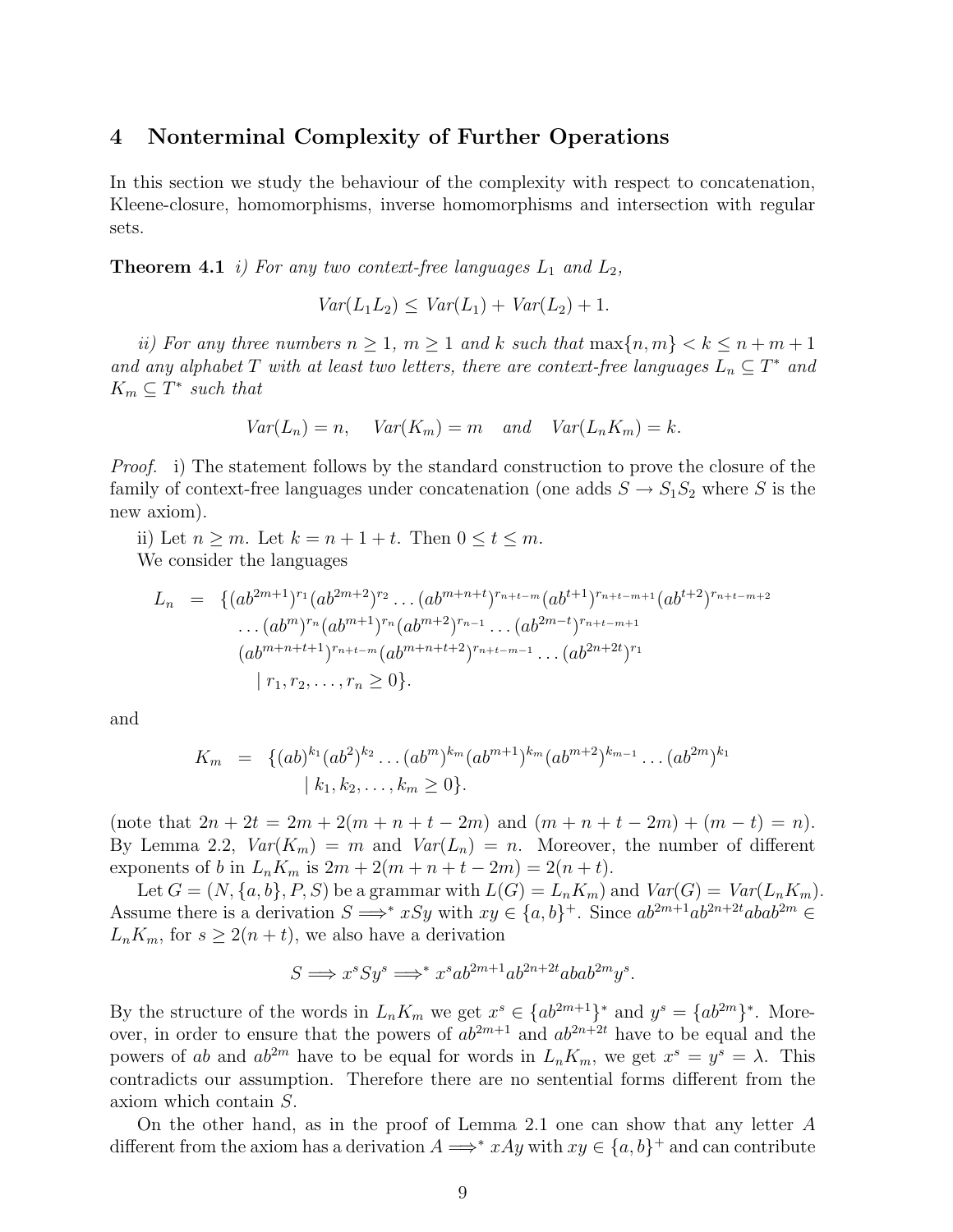## 4 Nonterminal Complexity of Further Operations

In this section we study the behaviour of the complexity with respect to concatenation, Kleene-closure, homomorphisms, inverse homomorphisms and intersection with regular sets.

**Theorem 4.1** *i) For any two context-free languages $L_1$ and $L_2$,*

$$Var(L_1L_2) \leq Var(L_1) + Var(L_2) + 1.$$

*ii) For any three numbers $n \geq 1$, $m \geq 1$ and $k$ such that $\max\{n, m\} < k \leq n + m + 1$ and any alphabet $T$ with at least two letters, there are context-free languages $L_n \subseteq T^*$ and $K_m \subseteq T^*$ such that*

$$Var(L_n) = n, \quad Var(K_m) = m \quad \text{and} \quad Var(L_nK_m) = k.$$

*Proof.* i) The statement follows by the standard construction to prove the closure of the family of context-free languages under concatenation (one adds $S \to S_1S_2$ where $S$ is the new axiom).

ii) Let $n \geq m$. Let $k = n + 1 + t$. Then $0 \leq t \leq m$.

We consider the languages

$$\begin{aligned} L_n = \{ & (ab^{2m+1})^{r_1}(ab^{2m+2})^{r_2} \ldots (ab^{m+n+t})^{r_{n+t-m}}(ab^{t+1})^{r_{n+t-m+1}}(ab^{t+2})^{r_{n+t-m+2}} \\ & \ldots (ab^m)^{r_n}(ab^{m+1})^{r_n}(ab^{m+2})^{r_{n-1}} \ldots (ab^{2m-t})^{r_{n+t-m+1}} \\ & (ab^{m+n+t+1})^{r_{n+t-m}}(ab^{m+n+t+2})^{r_{n+t-m-1}} \ldots (ab^{2n+2t})^{r_1} \\ & \mid r_1, r_2, \ldots, r_n \geq 0\}. \end{aligned}$$

and

$$\begin{aligned} K_m = \{ & (ab)^{k_1}(ab^2)^{k_2} \ldots (ab^m)^{k_m}(ab^{m+1})^{k_m}(ab^{m+2})^{k_{m-1}} \ldots (ab^{2m})^{k_1} \\ & \mid k_1, k_2, \ldots, k_m \geq 0\}. \end{aligned}$$

(note that $2n + 2t = 2m + 2(m + n + t - 2m)$ and $(m + n + t - 2m) + (m - t) = n$). By Lemma 2.2, $Var(K_m) = m$ and $Var(L_n) = n$. Moreover, the number of different exponents of $b$ in $L_nK_m$ is $2m + 2(m + n + t - 2m) = 2(n + t)$.

Let $G = (N, \{a, b\}, P, S)$ be a grammar with $L(G) = L_nK_m$) and $Var(G) = Var(L_nK_m)$. Assume there is a derivation $S \Longrightarrow^* xSy$ with $xy \in \{a, b\}^+$. Since $ab^{2m+1}ab^{2n+2t}abab^{2m} \in L_nK_m$, for $s \geq 2(n + t)$, we also have a derivation

$$S \Longrightarrow x^sSy^s \Longrightarrow^* x^sab^{2m+1}ab^{2n+2t}abab^{2m}y^s.$$

By the structure of the words in $L_nK_m$ we get $x^s \in \{ab^{2m+1}\}^*$ and $y^s = \{ab^{2m}\}^*$. Moreover, in order to ensure that the powers of $ab^{2m+1}$ and $ab^{2n+2t}$ have to be equal and the powers of $ab$ and $ab^{2m}$ have to be equal for words in $L_nK_m$, we get $x^s = y^s = \lambda$. This contradicts our assumption. Therefore there are no sentential forms different from the axiom which contain $S$.

On the other hand, as in the proof of Lemma 2.1 one can show that any letter $A$ different from the axiom has a derivation $A \Longrightarrow^* xAy$ with $xy \in \{a, b\}^+$ and can contribute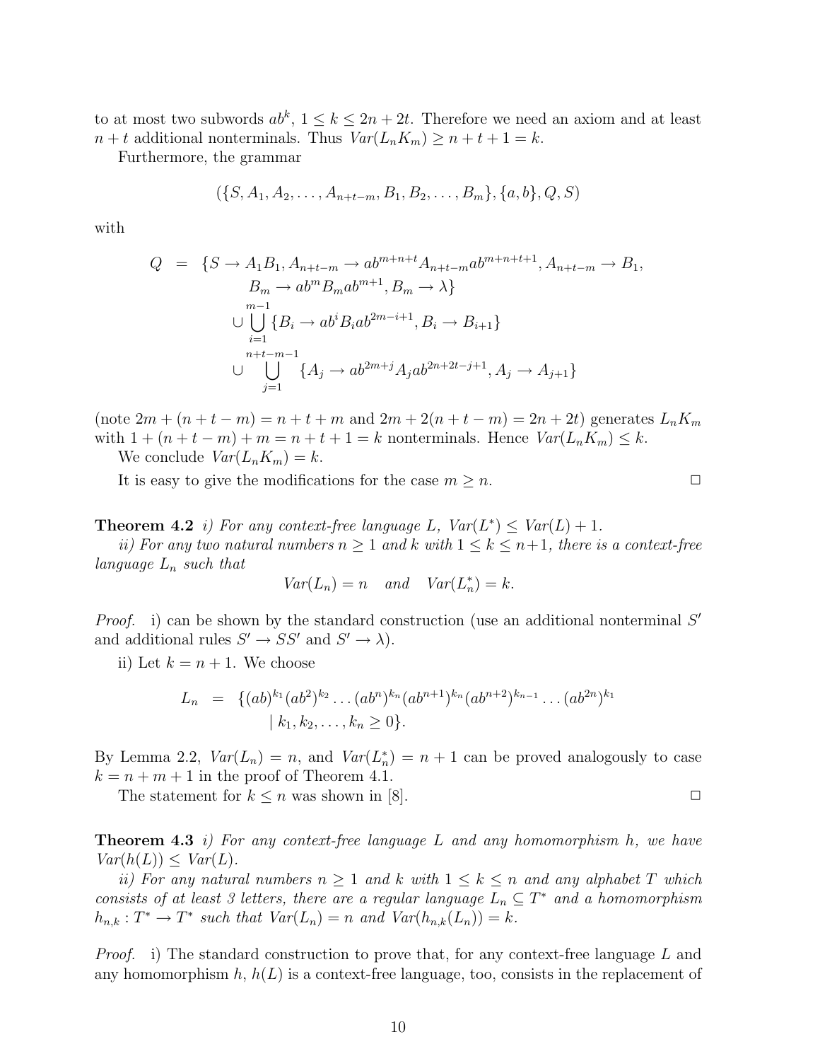to at most two subwords $ab^k$, $1 \leq k \leq 2n + 2t$. Therefore we need an axiom and at least $n + t$ additional nonterminals. Thus $Var(L_n K_m) \geq n + t + 1 = k$.

Furthermore, the grammar

$$(\{S, A_1, A_2, \ldots, A_{n+t-m}, B_1, B_2, \ldots, B_m\}, \{a, b\}, Q, S)$$

with

$$\begin{aligned} Q \;=\; & \{S \to A_1 B_1, A_{n+t-m} \to ab^{m+n+t} A_{n+t-m} ab^{m+n+t+1}, A_{n+t-m} \to B_1, \\ & \quad B_m \to ab^m B_m ab^{m+1}, B_m \to \lambda\} \\ & \cup \bigcup_{i=1}^{m-1} \{B_i \to ab^i B_i ab^{2m-i+1}, B_i \to B_{i+1}\} \\ & \cup \bigcup_{j=1}^{n+t-m-1} \{A_j \to ab^{2m+j} A_j ab^{2n+2t-j+1}, A_j \to A_{j+1}\} \end{aligned}$$

(note $2m + (n + t - m) = n + t + m$ and $2m + 2(n + t - m) = 2n + 2t$) generates $L_n K_m$ with $1 + (n + t - m) + m = n + t + 1 = k$ nonterminals. Hence $Var(L_n K_m) \leq k$.

We conclude $Var(L_n K_m) = k$.

It is easy to give the modifications for the case $m \geq n$. □

**Theorem 4.2** *i) For any context-free language $L$, $Var(L^*) \leq Var(L) + 1$.*

*ii) For any two natural numbers $n \geq 1$ and $k$ with $1 \leq k \leq n+1$, there is a context-free language $L_n$ such that*

$$Var(L_n) = n \quad \text{and} \quad Var(L_n^*) = k.$$

*Proof.* i) can be shown by the standard construction (use an additional nonterminal $S'$ and additional rules $S' \to SS'$ and $S' \to \lambda$).

ii) Let $k = n + 1$. We choose

$$\begin{aligned} L_n \;=\; & \{(ab)^{k_1}(ab^2)^{k_2} \ldots (ab^n)^{k_n}(ab^{n+1})^{k_n}(ab^{n+2})^{k_{n-1}} \ldots (ab^{2n})^{k_1} \\ & \quad \mid k_1, k_2, \ldots, k_n \geq 0\}. \end{aligned}$$

By Lemma 2.2, $Var(L_n) = n$, and $Var(L_n^*) = n + 1$ can be proved analogously to case $k = n + m + 1$ in the proof of Theorem 4.1.

The statement for $k \leq n$ was shown in [8]. □

**Theorem 4.3** *i) For any context-free language $L$ and any homomorphism $h$, we have $Var(h(L)) \leq Var(L)$.*

*ii) For any natural numbers $n \geq 1$ and $k$ with $1 \leq k \leq n$ and any alphabet $T$ which consists of at least 3 letters, there are a regular language $L_n \subseteq T^*$ and a homomorphism $h_{n,k} : T^* \to T^*$ such that $Var(L_n) = n$ and $Var(h_{n,k}(L_n)) = k$.*

*Proof.* i) The standard construction to prove that, for any context-free language $L$ and any homomorphism $h$, $h(L)$ is a context-free language, too, consists in the replacement of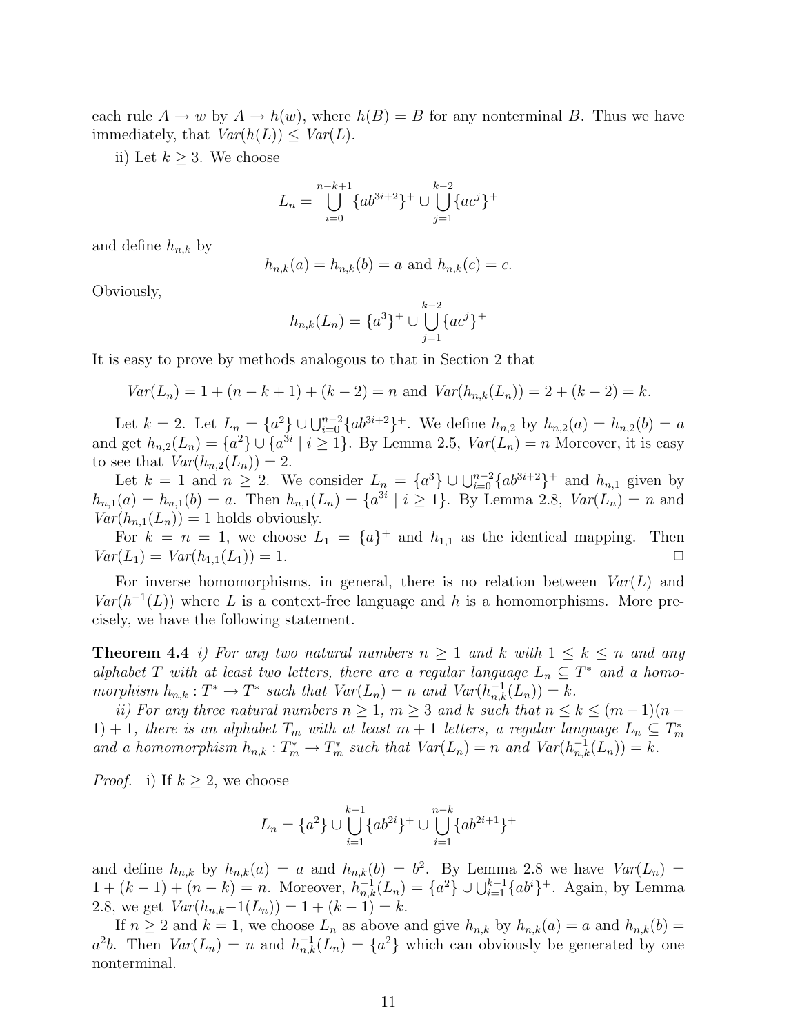each rule $A \to w$ by $A \to h(w)$, where $h(B) = B$ for any nonterminal $B$. Thus we have immediately, that $Var(h(L)) \leq Var(L)$.

ii) Let $k \geq 3$. We choose

$$L_n = \bigcup_{i=0}^{n-k+1} \{ab^{3i+2}\}^+ \cup \bigcup_{j=1}^{k-2} \{ac^j\}^+$$

and define $h_{n,k}$ by

$$h_{n,k}(a) = h_{n,k}(b) = a \text{ and } h_{n,k}(c) = c.$$

Obviously,

$$h_{n,k}(L_n) = \{a^3\}^+ \cup \bigcup_{j=1}^{k-2} \{ac^j\}^+$$

It is easy to prove by methods analogous to that in Section 2 that

$$Var(L_n) = 1 + (n - k + 1) + (k - 2) = n \text{ and } Var(h_{n,k}(L_n)) = 2 + (k - 2) = k.$$

Let $k = 2$. Let $L_n = \{a^2\} \cup \bigcup_{i=0}^{n-2} \{ab^{3i+2}\}^+$. We define $h_{n,2}$ by $h_{n,2}(a) = h_{n,2}(b) = a$ and get $h_{n,2}(L_n) = \{a^2\} \cup \{a^{3i} \mid i \geq 1\}$. By Lemma 2.5, $Var(L_n) = n$ Moreover, it is easy to see that $Var(h_{n,2}(L_n)) = 2$.

Let $k = 1$ and $n \geq 2$. We consider $L_n = \{a^3\} \cup \bigcup_{i=0}^{n-2} \{ab^{3i+2}\}^+$ and $h_{n,1}$ given by $h_{n,1}(a) = h_{n,1}(b) = a$. Then $h_{n,1}(L_n) = \{a^{3i} \mid i \geq 1\}$. By Lemma 2.8, $Var(L_n) = n$ and $Var(h_{n,1}(L_n)) = 1$ holds obviously.

For $k = n = 1$, we choose $L_1 = \{a\}^+$ and $h_{1,1}$ as the identical mapping. Then $Var(L_1) = Var(h_{1,1}(L_1)) = 1$. □

For inverse homomorphisms, in general, there is no relation between $Var(L)$ and $Var(h^{-1}(L))$ where $L$ is a context-free language and $h$ is a homomorphisms. More precisely, we have the following statement.

**Theorem 4.4** *i) For any two natural numbers $n \geq 1$ and $k$ with $1 \leq k \leq n$ and any alphabet $T$ with at least two letters, there are a regular language $L_n \subseteq T^*$ and a homomorphism $h_{n,k} : T^* \to T^*$ such that $Var(L_n) = n$ and $Var(h_{n,k}^{-1}(L_n)) = k$.*

*ii) For any three natural numbers $n \geq 1$, $m \geq 3$ and $k$ such that $n \leq k \leq (m-1)(n-1)+1$, there is an alphabet $T_m$ with at least $m+1$ letters, a regular language $L_n \subseteq T_m^*$ and a homomorphism $h_{n,k} : T_m^* \to T_m^*$ such that $Var(L_n) = n$ and $Var(h_{n,k}^{-1}(L_n)) = k$.*

*Proof.* i) If $k \geq 2$, we choose

$$L_n = \{a^2\} \cup \bigcup_{i=1}^{k-1} \{ab^{2i}\}^+ \cup \bigcup_{i=1}^{n-k} \{ab^{2i+1}\}^+$$

and define $h_{n,k}$ by $h_{n,k}(a) = a$ and $h_{n,k}(b) = b^2$. By Lemma 2.8 we have $Var(L_n) = 1 + (k-1) + (n-k) = n$. Moreover, $h_{n,k}^{-1}(L_n) = \{a^2\} \cup \bigcup_{i=1}^{k-1} \{ab^i\}^+$. Again, by Lemma 2.8, we get $Var(h_{n,k}-1(L_n)) = 1 + (k-1) = k$.

If $n \geq 2$ and $k = 1$, we choose $L_n$ as above and give $h_{n,k}$ by $h_{n,k}(a) = a$ and $h_{n,k}(b) = a^2b$. Then $Var(L_n) = n$ and $h_{n,k}^{-1}(L_n) = \{a^2\}$ which can obviously be generated by one nonterminal.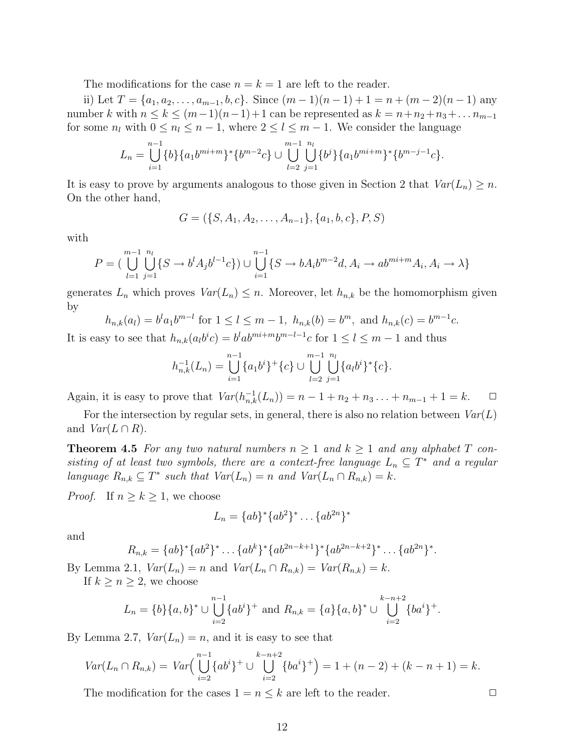The modifications for the case $n = k = 1$ are left to the reader.

ii) Let $T = \{a_1, a_2, \ldots, a_{m-1}, b, c\}$. Since $(m-1)(n-1)+1 = n+(m-2)(n-1)$ any number $k$ with $n \le k \le (m-1)(n-1)+1$ can be represented as $k = n+n_2+n_3+\ldots n_{m-1}$ for some $n_l$ with $0 \le n_l \le n-1$, where $2 \le l \le m-1$. We consider the language

$$L_n = \bigcup_{i=1}^{n-1} \{b\}\{a_1 b^{mi+m}\}^*\{b^{m-2}c\} \cup \bigcup_{l=2}^{m-1} \bigcup_{j=1}^{n_l} \{b^j\}\{a_1 b^{mi+m}\}^*\{b^{m-j-1}c\}.$$

It is easy to prove by arguments analogous to those given in Section 2 that $Var(L_n) \ge n$. On the other hand,

$$G = (\{S, A_1, A_2, \ldots, A_{n-1}\}, \{a_1, b, c\}, P, S)$$

with

$$P = (\bigcup_{l=1}^{m-1} \bigcup_{j=1}^{n_l} \{S \to b^l A_j b^{l-1} c\}) \cup \bigcup_{i=1}^{n-1} \{S \to bA_i b^{m-2} d, A_i \to ab^{mi+m} A_i, A_i \to \lambda\}$$

generates $L_n$ which proves $Var(L_n) \le n$. Moreover, let $h_{n,k}$ be the homomorphism given by

$$h_{n,k}(a_l) = b^l a_1 b^{m-l} \text{ for } 1 \le l \le m-1,\ h_{n,k}(b) = b^m, \text{ and } h_{n,k}(c) = b^{m-1}c.$$

It is easy to see that $h_{n,k}(a_l b^i c) = b^l ab^{mi+m} b^{m-l-1} c$ for $1 \le l \le m-1$ and thus

$$h_{n,k}^{-1}(L_n) = \bigcup_{i=1}^{n-1} \{a_1 b^i\}^+\{c\} \cup \bigcup_{l=2}^{m-1} \bigcup_{j=1}^{n_l} \{a_l b^i\}^*\{c\}.$$

Again, it is easy to prove that $Var(h_{n,k}^{-1}(L_n)) = n-1+n_2+n_3\ldots+n_{m-1}+1 = k$. □

For the intersection by regular sets, in general, there is also no relation between $Var(L)$ and $Var(L \cap R)$.

**Theorem 4.5** *For any two natural numbers $n \ge 1$ and $k \ge 1$ and any alphabet $T$ consisting of at least two symbols, there are a context-free language $L_n \subseteq T^*$ and a regular language $R_{n,k} \subseteq T^*$ such that $Var(L_n) = n$ and $Var(L_n \cap R_{n,k}) = k$.*

*Proof.* If $n \ge k \ge 1$, we choose

$$L_n = \{ab\}^*\{ab^2\}^* \ldots \{ab^{2n}\}^*$$

and

$$R_{n,k} = \{ab\}^*\{ab^2\}^* \ldots \{ab^k\}^*\{ab^{2n-k+1}\}^*\{ab^{2n-k+2}\}^* \ldots \{ab^{2n}\}^*.$$

By Lemma 2.1, $Var(L_n) = n$ and $Var(L_n \cap R_{n,k}) = Var(R_{n,k}) = k$.

If $k \ge n \ge 2$, we choose

$$L_n = \{b\}\{a,b\}^* \cup \bigcup_{i=2}^{n-1} \{ab^i\}^+ \text{ and } R_{n,k} = \{a\}\{a,b\}^* \cup \bigcup_{i=2}^{k-n+2} \{ba^i\}^+.$$

By Lemma 2.7, $Var(L_n) = n$, and it is easy to see that

$$Var(L_n \cap R_{n,k}) = Var\Big(\bigcup_{i=2}^{n-1} \{ab^i\}^+ \cup \bigcup_{i=2}^{k-n+2} \{ba^i\}^+\Big) = 1 + (n-2) + (k-n+1) = k.$$

The modification for the cases $1 = n \le k$ are left to the reader. □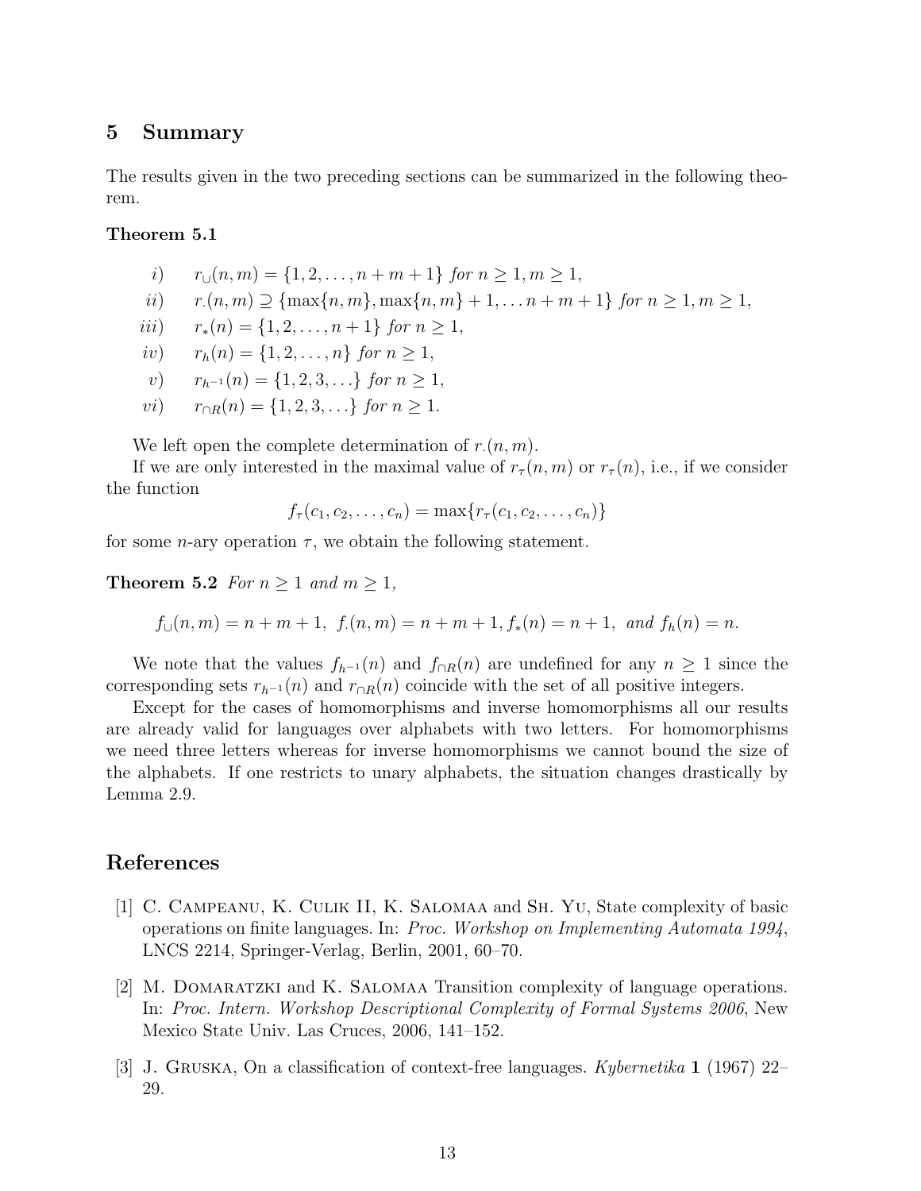## 5 Summary

The results given in the two preceding sections can be summarized in the following theorem.

**Theorem 5.1**

$$
\begin{array}{rl}
i) & r_{\cup}(n,m) = \{1,2,\ldots,n+m+1\} \text{ for } n \geq 1, m \geq 1,\\
ii) & r_{\cdot}(n,m) \supseteq \{\max\{n,m\}, \max\{n,m\}+1, \ldots n+m+1\} \text{ for } n \geq 1, m \geq 1,\\
iii) & r_{*}(n) = \{1,2,\ldots,n+1\} \text{ for } n \geq 1,\\
iv) & r_{h}(n) = \{1,2,\ldots,n\} \text{ for } n \geq 1,\\
v) & r_{h^{-1}}(n) = \{1,2,3,\ldots\} \text{ for } n \geq 1,\\
vi) & r_{\cap R}(n) = \{1,2,3,\ldots\} \text{ for } n \geq 1.
\end{array}
$$

We left open the complete determination of $r_{\cdot}(n,m)$.

If we are only interested in the maximal value of $r_{\tau}(n,m)$ or $r_{\tau}(n)$, i.e., if we consider the function

$$f_{\tau}(c_1, c_2, \ldots, c_n) = \max\{r_{\tau}(c_1, c_2, \ldots, c_n)\}$$

for some $n$-ary operation $\tau$, we obtain the following statement.

**Theorem 5.2** *For $n \geq 1$ and $m \geq 1$,*

$$f_{\cup}(n,m) = n+m+1, \; f_{\cdot}(n,m) = n+m+1, f_{*}(n) = n+1, \text{ and } f_{h}(n) = n.$$

We note that the values $f_{h^{-1}}(n)$ and $f_{\cap R}(n)$ are undefined for any $n \geq 1$ since the corresponding sets $r_{h^{-1}}(n)$ and $r_{\cap R}(n)$ coincide with the set of all positive integers.

Except for the cases of homomorphisms and inverse homomorphisms all our results are already valid for languages over alphabets with two letters. For homomorphisms we need three letters whereas for inverse homomorphisms we cannot bound the size of the alphabets. If one restricts to unary alphabets, the situation changes drastically by Lemma 2.9.

## References

[1] C. Campeanu, K. Culik II, K. Salomaa and Sh. Yu, State complexity of basic operations on finite languages. In: *Proc. Workshop on Implementing Automata 1994*, LNCS 2214, Springer-Verlag, Berlin, 2001, 60–70.

[2] M. Domaratzki and K. Salomaa Transition complexity of language operations. In: *Proc. Intern. Workshop Descriptional Complexity of Formal Systems 2006*, New Mexico State Univ. Las Cruces, 2006, 141–152.

[3] J. Gruska, On a classification of context-free languages. *Kybernetika* **1** (1967) 22–29.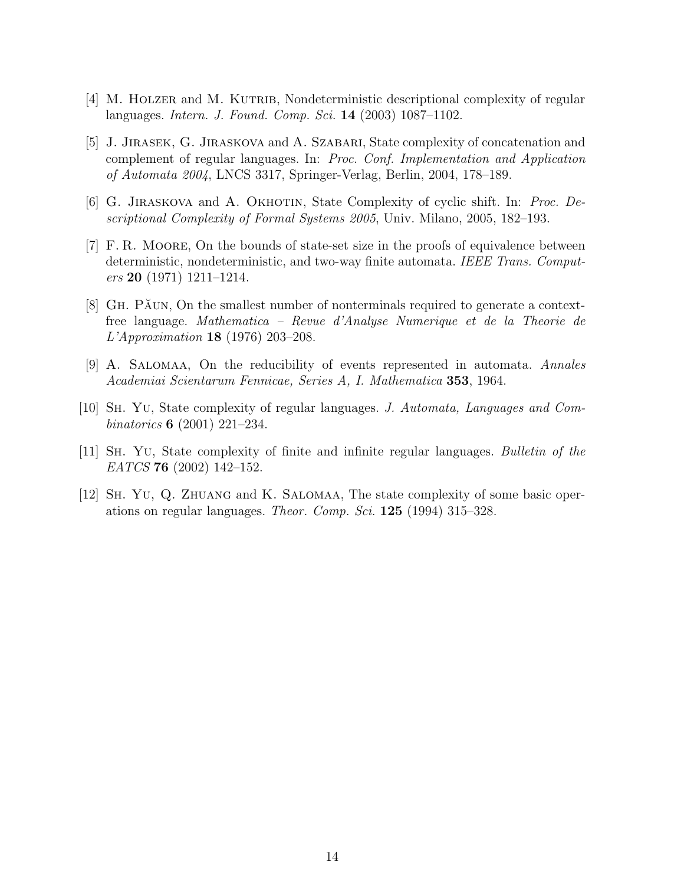[4] M. Holzer and M. Kutrib, Nondeterministic descriptional complexity of regular languages. *Intern. J. Found. Comp. Sci.* **14** (2003) 1087–1102.

[5] J. Jirasek, G. Jiraskova and A. Szabari, State complexity of concatenation and complement of regular languages. In: *Proc. Conf. Implementation and Application of Automata 2004*, LNCS 3317, Springer-Verlag, Berlin, 2004, 178–189.

[6] G. Jiraskova and A. Okhotin, State Complexity of cyclic shift. In: *Proc. Descriptional Complexity of Formal Systems 2005*, Univ. Milano, 2005, 182–193.

[7] F. R. Moore, On the bounds of state-set size in the proofs of equivalence between deterministic, nondeterministic, and two-way finite automata. *IEEE Trans. Computers* **20** (1971) 1211–1214.

[8] Gh. Păun, On the smallest number of nonterminals required to generate a context-free language. *Mathematica – Revue d'Analyse Numerique et de la Theorie de L'Approximation* **18** (1976) 203–208.

[9] A. Salomaa, On the reducibility of events represented in automata. *Annales Academiai Scientarum Fennicae, Series A, I. Mathematica* **353**, 1964.

[10] Sh. Yu, State complexity of regular languages. *J. Automata, Languages and Combinatorics* **6** (2001) 221–234.

[11] Sh. Yu, State complexity of finite and infinite regular languages. *Bulletin of the EATCS* **76** (2002) 142–152.

[12] Sh. Yu, Q. Zhuang and K. Salomaa, The state complexity of some basic operations on regular languages. *Theor. Comp. Sci.* **125** (1994) 315–328.